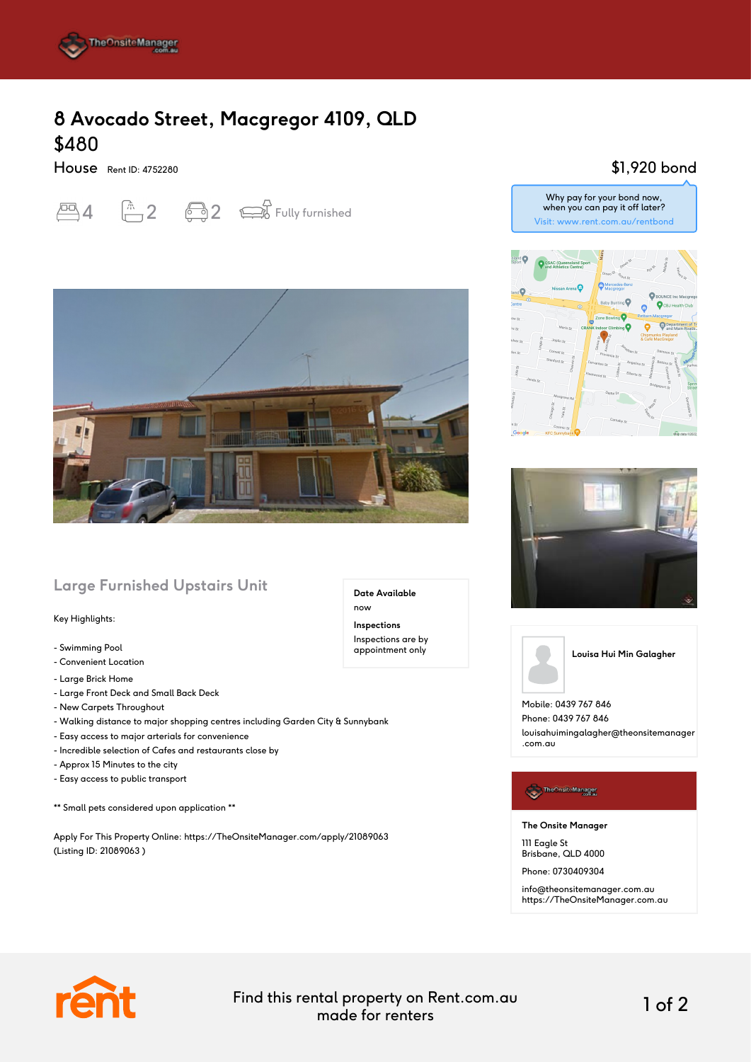# 8 Avocado Street, Macgregor 4109, QLD

## $480

House Rent ID: 4752280

$1,920 bond

Why pay for your bond now, when you can pay it off later?
Visit: www.rent.com.au/rentbond

4 | 2 | 2 | Fully furnished

## Large Furnished Upstairs Unit

**Date Available**
now

**Inspections**
Inspections are by appointment only

Key Highlights:

- Swimming Pool
- Convenient Location
- Large Brick Home
- Large Front Deck and Small Back Deck
- New Carpets Throughout
- Walking distance to major shopping centres including Garden City & Sunnybank
- Easy access to major arterials for convenience
- Incredible selection of Cafes and restaurants close by
- Approx 15 Minutes to the city
- Easy access to public transport

** Small pets considered upon application **

Apply For This Property Online: https://TheOnsiteManager.com/apply/21089063
(Listing ID: 21089063 )

**Louisa Hui Min Galagher**

Mobile: 0439 767 846
Phone: 0439 767 846
louisahuimingalagher@theonsitemanager.com.au

**The Onsite Manager**

111 Eagle St
Brisbane, QLD 4000

Phone: 0730409304

info@theonsitemanager.com.au
https://TheOnsiteManager.com.au

Find this rental property on Rent.com.au
made for renters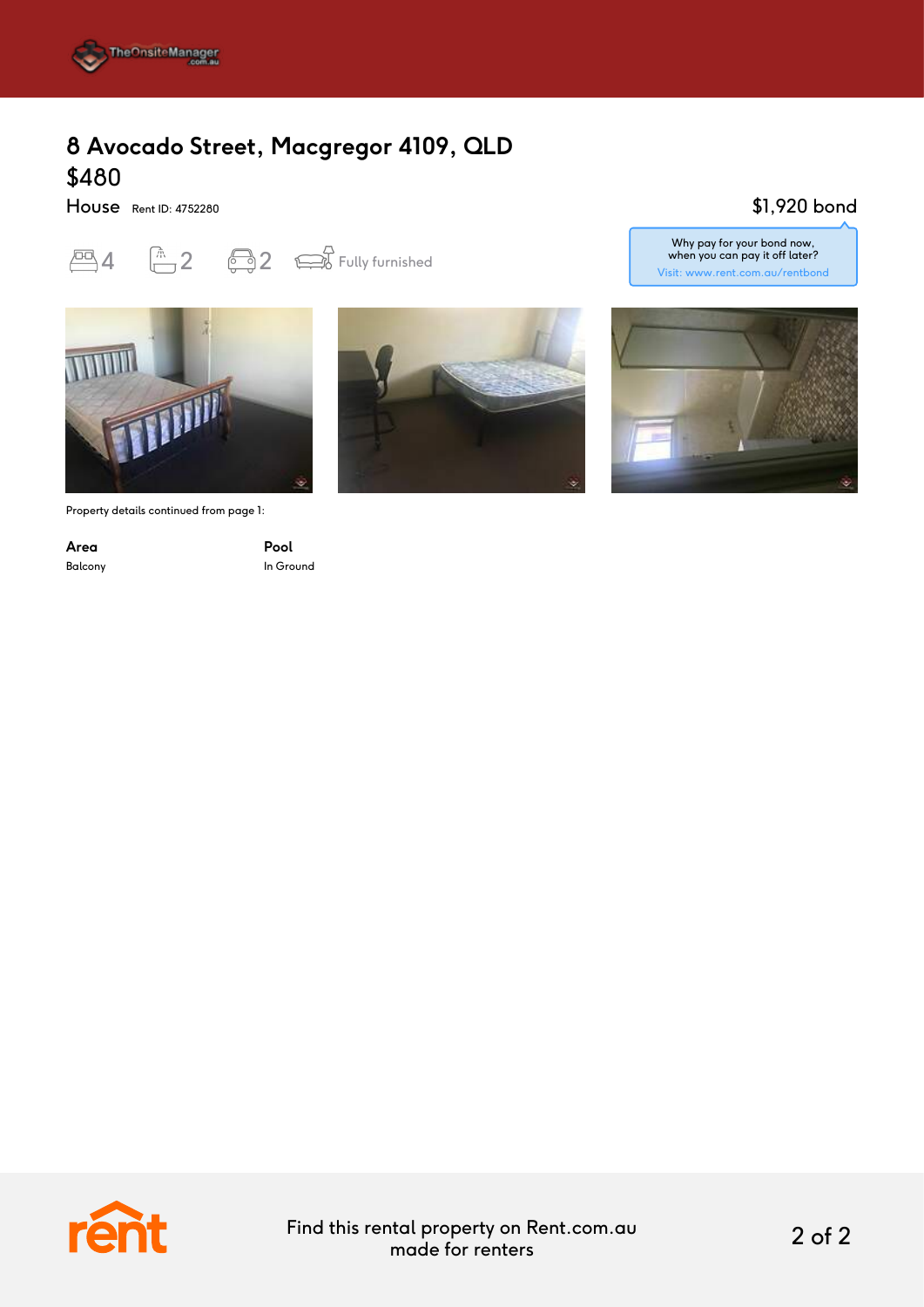# 8 Avocado Street, Macgregor 4109, QLD

## $480

House Rent ID: 4752280

$1,920 bond

Why pay for your bond now, when you can pay it off later?
Visit: www.rent.com.au/rentbond

4 2 2 Fully furnished

Property details continued from page 1:

| Area | Pool |
| --- | --- |
| Balcony | In Ground |

Find this rental property on Rent.com.au made for renters